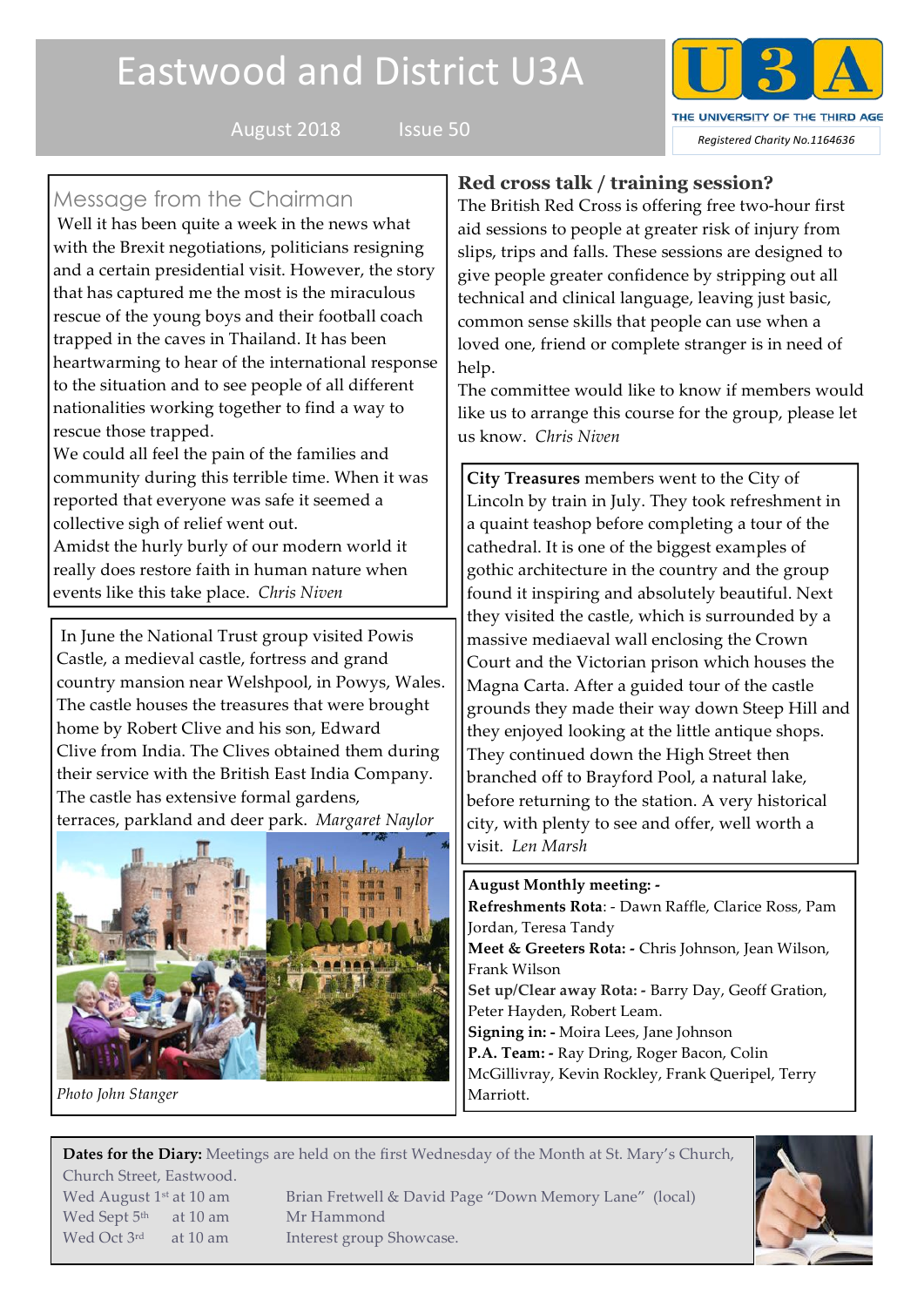# Eastwood and District U3A

August 2018 Issue 50

Registered Charity No.1164636

## Message from the Chairman

Well it has been quite a week in the news what with the Brexit negotiations, politicians resigning and a certain presidential visit. However, the story that has captured me the most is the miraculous rescue of the young boys and their football coach trapped in the caves in Thailand. It has been heartwarming to hear of the international response to the situation and to see people of all different nationalities working together to find a way to rescue those trapped.

We could all feel the pain of the families and community during this terrible time. When it was reported that everyone was safe it seemed a collective sigh of relief went out.

Amidst the hurly burly of our modern world it really does restore faith in human nature when events like this take place. *Chris Niven*

In June the National Trust group visited Powis Castle, a medieval castle, fortress and grand country mansion near Welshpool, in Powys, Wales. The castle houses the treasures that were brought home by Robert Clive and his son, Edward Clive from India. The Clives obtained them during their service with the British East India Company. The castle has extensive formal gardens, terraces, parkland and deer park. *Margaret Naylor*

*Photo John Stanger*

## Red cross talk / training session?

The British Red Cross is offering free two-hour first aid sessions to people at greater risk of injury from slips, trips and falls. These sessions are designed to give people greater confidence by stripping out all technical and clinical language, leaving just basic, common sense skills that people can use when a loved one, friend or complete stranger is in need of help.

The committee would like to know if members would like us to arrange this course for the group, please let us know. *Chris Niven*

**City Treasures** members went to the City of Lincoln by train in July. They took refreshment in a quaint teashop before completing a tour of the cathedral. It is one of the biggest examples of gothic architecture in the country and the group found it inspiring and absolutely beautiful. Next they visited the castle, which is surrounded by a massive mediaeval wall enclosing the Crown Court and the Victorian prison which houses the Magna Carta. After a guided tour of the castle grounds they made their way down Steep Hill and they enjoyed looking at the little antique shops. They continued down the High Street then branched off to Brayford Pool, a natural lake, before returning to the station. A very historical city, with plenty to see and offer, well worth a visit. *Len Marsh*

**August Monthly meeting: -**

**Refreshments Rota**: - Dawn Raffle, Clarice Ross, Pam Jordan, Teresa Tandy

**Meet & Greeters Rota: -** Chris Johnson, Jean Wilson, Frank Wilson

**Set up/Clear away Rota: -** Barry Day, Geoff Gration, Peter Hayden, Robert Leam.

**Signing in: -** Moira Lees, Jane Johnson

**P.A. Team: -** Ray Dring, Roger Bacon, Colin McGillivray, Kevin Rockley, Frank Queripel, Terry Marriott.

**Dates for the Diary:** Meetings are held on the first Wednesday of the Month at St. Mary's Church, Church Street, Eastwood.

| | | |
|---|---|---|
| Wed August 1st | at 10 am | Brian Fretwell & David Page "Down Memory Lane" (local) |
| Wed Sept 5th | at 10 am | Mr Hammond |
| Wed Oct 3rd | at 10 am | Interest group Showcase. |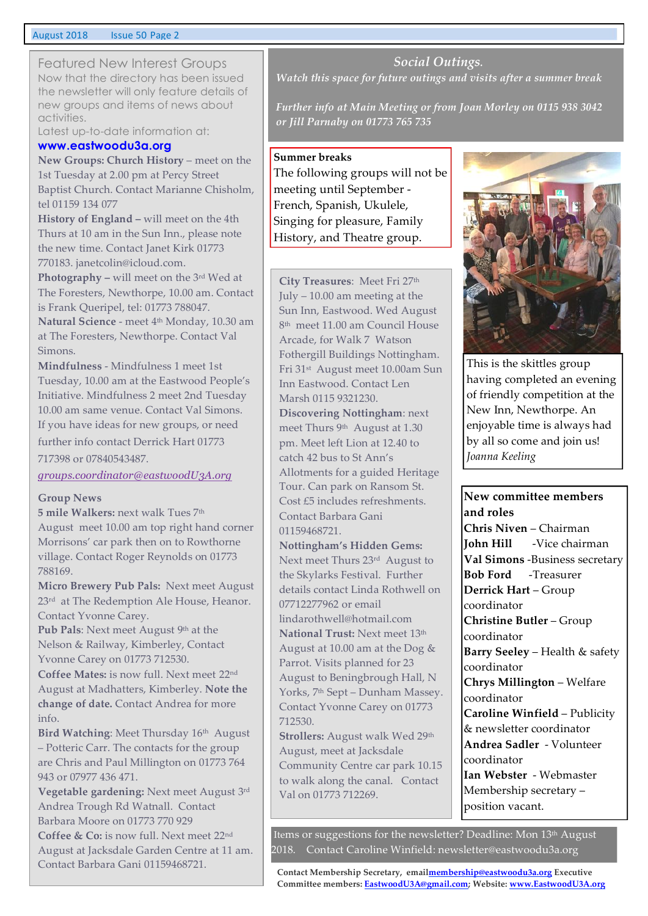## Featured New Interest Groups

Now that the directory has been issued the newsletter will only feature details of new groups and items of news about activities.

Latest up-to-date information at:

**www.eastwoodu3a.org**

**New Groups: Church History** – meet on the 1st Tuesday at 2.00 pm at Percy Street Baptist Church. Contact Marianne Chisholm, tel 01159 134 077

**History of England** – will meet on the 4th Thurs at 10 am in the Sun Inn., please note the new time. Contact Janet Kirk 01773 770183. janetcolin@icloud.com.

**Photography** – will meet on the 3rd Wed at The Foresters, Newthorpe, 10.00 am. Contact is Frank Queripel, tel: 01773 788047.

**Natural Science** - meet 4th Monday, 10.30 am at The Foresters, Newthorpe. Contact Val Simons.

**Mindfulness** - Mindfulness 1 meet 1st Tuesday, 10.00 am at the Eastwood People's Initiative. Mindfulness 2 meet 2nd Tuesday 10.00 am same venue. Contact Val Simons.

If you have ideas for new groups, or need further info contact Derrick Hart 01773 717398 or 07840543487.

*groups.coordinator@eastwoodU3A.org*

## Group News

**5 mile Walkers:** next walk Tues 7th August meet 10.00 am top right hand corner Morrisons' car park then on to Rowthorne village. Contact Roger Reynolds on 01773 788169.

**Micro Brewery Pub Pals:** Next meet August 23rd at The Redemption Ale House, Heanor. Contact Yvonne Carey.

**Pub Pals**: Next meet August 9th at the Nelson & Railway, Kimberley, Contact Yvonne Carey on 01773 712530.

**Coffee Mates:** is now full. Next meet 22nd August at Madhatters, Kimberley. **Note the change of date.** Contact Andrea for more info.

**Bird Watching**: Meet Thursday 16th August – Potteric Carr. The contacts for the group are Chris and Paul Millington on 01773 764 943 or 07977 436 471.

**Vegetable gardening:** Next meet August 3rd Andrea Trough Rd Watnall. Contact Barbara Moore on 01773 770 929

**Coffee & Co:** is now full. Next meet 22nd August at Jacksdale Garden Centre at 11 am. Contact Barbara Gani 01159468721.

## *Social Outings.*

*Watch this space for future outings and visits after a summer break*

*Further info at Main Meeting or from Joan Morley on 0115 938 3042 or Jill Parnaby on 01773 765 735*

**Summer breaks**

The following groups will not be meeting until September - French, Spanish, Ukulele, Singing for pleasure, Family History, and Theatre group.

This is the skittles group having completed an evening of friendly competition at the New Inn, Newthorpe. An enjoyable time is always had by all so come and join us!
*Joanna Keeling*

**City Treasures**: Meet Fri 27th July – 10.00 am meeting at the Sun Inn, Eastwood. Wed August 8th meet 11.00 am Council House Arcade, for Walk 7 Watson Fothergill Buildings Nottingham. Fri 31st August meet 10.00am Sun Inn Eastwood. Contact Len Marsh 0115 9321230.

**Discovering Nottingham**: next meet Thurs 9th August at 1.30 pm. Meet left Lion at 12.40 to catch 42 bus to St Ann's Allotments for a guided Heritage Tour. Can park on Ransom St. Cost £5 includes refreshments. Contact Barbara Gani 01159468721.

**Nottingham's Hidden Gems:** Next meet Thurs 23rd August to the Skylarks Festival. Further details contact Linda Rothwell on 07712277962 or email lindarothwell@hotmail.com

**National Trust:** Next meet 13th August at 10.00 am at the Dog & Parrot. Visits planned for 23 August to Beningbrough Hall, N Yorks, 7th Sept – Dunham Massey. Contact Yvonne Carey on 01773 712530.

**Strollers:** August walk Wed 29th August, meet at Jacksdale Community Centre car park 10.15 to walk along the canal. Contact Val on 01773 712269.

**New committee members and roles**

**Chris Niven** – Chairman
**John Hill** -Vice chairman
**Val Simons** -Business secretary
**Bob Ford** -Treasurer
**Derrick Hart** – Group coordinator
**Christine Butler** – Group coordinator
**Barry Seeley** – Health & safety coordinator
**Chrys Millington** – Welfare coordinator
**Caroline Winfield** – Publicity & newsletter coordinator
**Andrea Sadler** - Volunteer coordinator
**Ian Webster** - Webmaster
Membership secretary – position vacant.

Items or suggestions for the newsletter? Deadline: Mon 13th August 2018. Contact Caroline Winfield: newsletter@eastwoodu3a.org

**Contact Membership Secretary, email membership@eastwoodu3a.org Executive Committee members: EastwoodU3A@gmail.com; Website: www.EastwoodU3A.org**